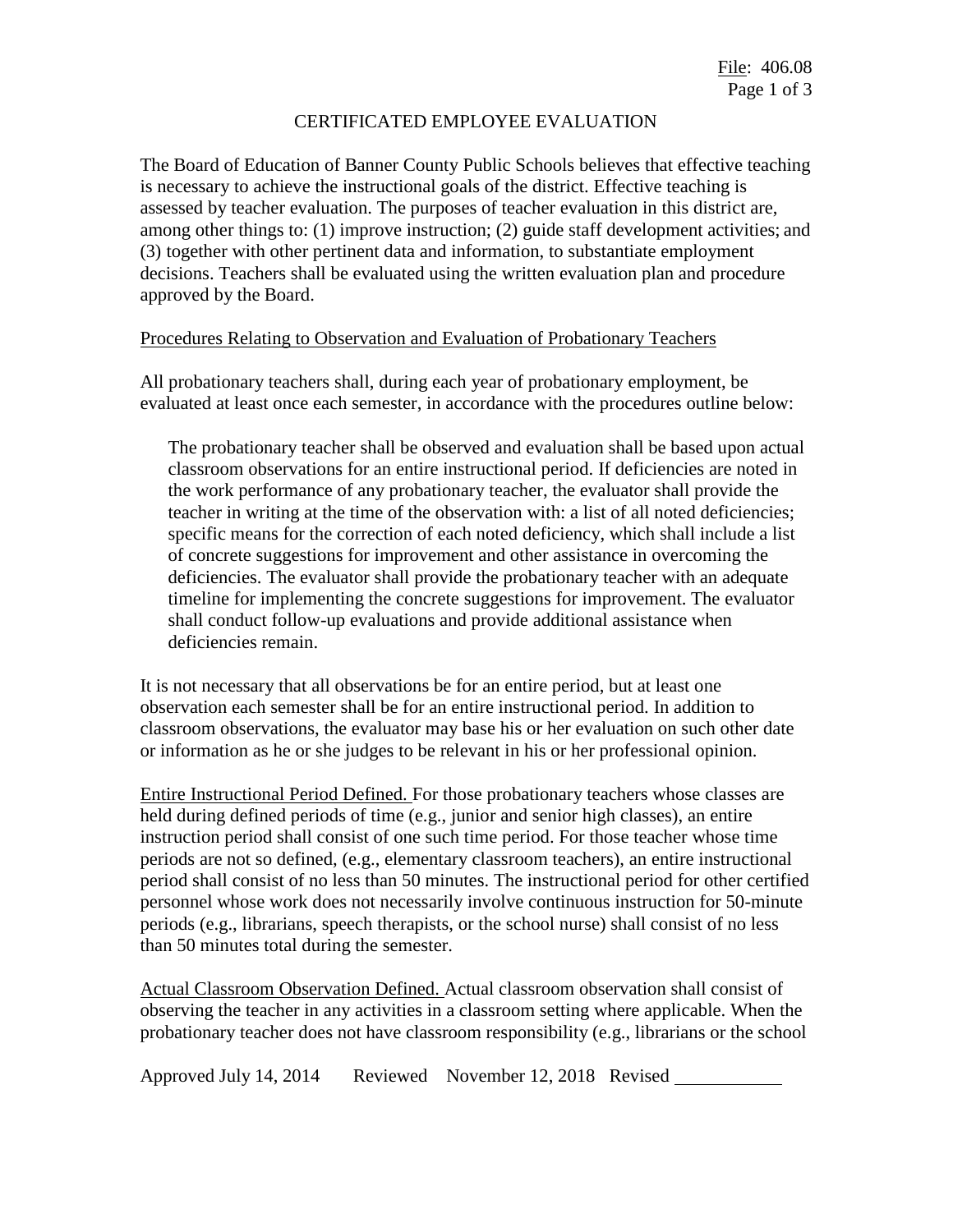File: 406.08

# CERTIFICATED EMPLOYEE EVALUATION

The Board of Education of Banner County Public Schools believes that effective teaching is necessary to achieve the instructional goals of the district. Effective teaching is assessed by teacher evaluation. The purposes of teacher evaluation in this district are, among other things to: (1) improve instruction; (2) guide staff development activities; and (3) together with other pertinent data and information, to substantiate employment decisions. Teachers shall be evaluated using the written evaluation plan and procedure approved by the Board.

## Procedures Relating to Observation and Evaluation of Probationary Teachers

All probationary teachers shall, during each year of probationary employment, be evaluated at least once each semester, in accordance with the procedures outline below:

> The probationary teacher shall be observed and evaluation shall be based upon actual classroom observations for an entire instructional period. If deficiencies are noted in the work performance of any probationary teacher, the evaluator shall provide the teacher in writing at the time of the observation with: a list of all noted deficiencies; specific means for the correction of each noted deficiency, which shall include a list of concrete suggestions for improvement and other assistance in overcoming the deficiencies. The evaluator shall provide the probationary teacher with an adequate timeline for implementing the concrete suggestions for improvement. The evaluator shall conduct follow-up evaluations and provide additional assistance when deficiencies remain.

It is not necessary that all observations be for an entire period, but at least one observation each semester shall be for an entire instructional period. In addition to classroom observations, the evaluator may base his or her evaluation on such other date or information as he or she judges to be relevant in his or her professional opinion.

Entire Instructional Period Defined. For those probationary teachers whose classes are held during defined periods of time (e.g., junior and senior high classes), an entire instruction period shall consist of one such time period. For those teacher whose time periods are not so defined, (e.g., elementary classroom teachers), an entire instructional period shall consist of no less than 50 minutes. The instructional period for other certified personnel whose work does not necessarily involve continuous instruction for 50-minute periods (e.g., librarians, speech therapists, or the school nurse) shall consist of no less than 50 minutes total during the semester.

Actual Classroom Observation Defined. Actual classroom observation shall consist of observing the teacher in any activities in a classroom setting where applicable. When the probationary teacher does not have classroom responsibility (e.g., librarians or the school

Approved July 14, 2014 Reviewed November 12, 2018 Revised ___________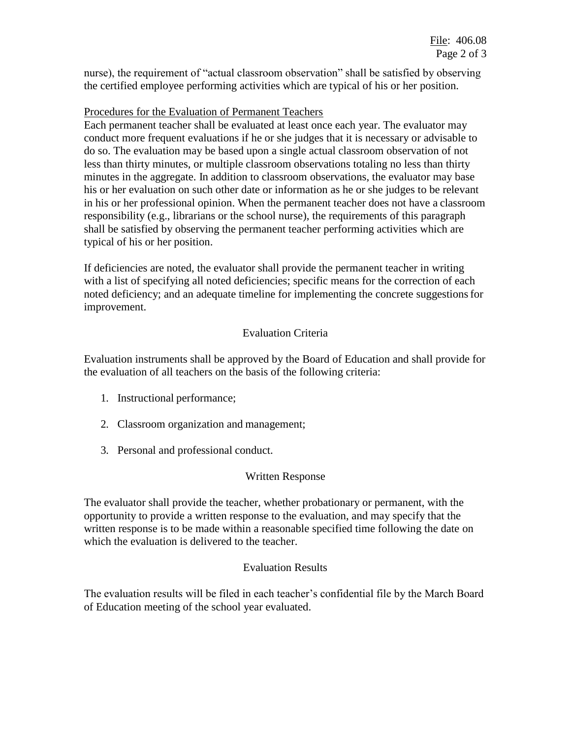nurse), the requirement of "actual classroom observation" shall be satisfied by observing the certified employee performing activities which are typical of his or her position.

Procedures for the Evaluation of Permanent Teachers

Each permanent teacher shall be evaluated at least once each year. The evaluator may conduct more frequent evaluations if he or she judges that it is necessary or advisable to do so. The evaluation may be based upon a single actual classroom observation of not less than thirty minutes, or multiple classroom observations totaling no less than thirty minutes in the aggregate. In addition to classroom observations, the evaluator may base his or her evaluation on such other date or information as he or she judges to be relevant in his or her professional opinion. When the permanent teacher does not have a classroom responsibility (e.g., librarians or the school nurse), the requirements of this paragraph shall be satisfied by observing the permanent teacher performing activities which are typical of his or her position.

If deficiencies are noted, the evaluator shall provide the permanent teacher in writing with a list of specifying all noted deficiencies; specific means for the correction of each noted deficiency; and an adequate timeline for implementing the concrete suggestions for improvement.

## Evaluation Criteria

Evaluation instruments shall be approved by the Board of Education and shall provide for the evaluation of all teachers on the basis of the following criteria:

1. Instructional performance;
2. Classroom organization and management;
3. Personal and professional conduct.

## Written Response

The evaluator shall provide the teacher, whether probationary or permanent, with the opportunity to provide a written response to the evaluation, and may specify that the written response is to be made within a reasonable specified time following the date on which the evaluation is delivered to the teacher.

## Evaluation Results

The evaluation results will be filed in each teacher's confidential file by the March Board of Education meeting of the school year evaluated.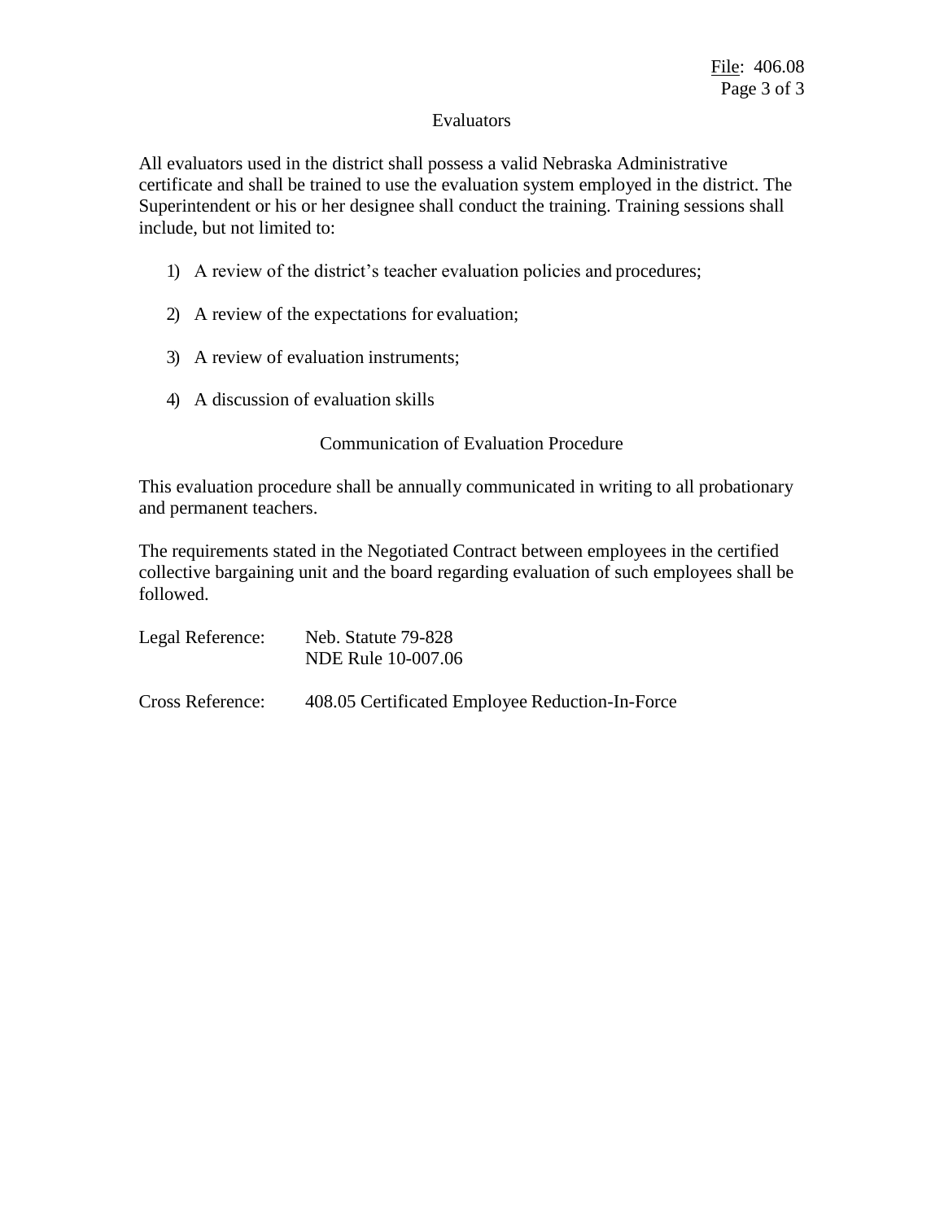## Evaluators

All evaluators used in the district shall possess a valid Nebraska Administrative certificate and shall be trained to use the evaluation system employed in the district. The Superintendent or his or her designee shall conduct the training. Training sessions shall include, but not limited to:

1) A review of the district's teacher evaluation policies and procedures;
2) A review of the expectations for evaluation;
3) A review of evaluation instruments;
4) A discussion of evaluation skills

## Communication of Evaluation Procedure

This evaluation procedure shall be annually communicated in writing to all probationary and permanent teachers.

The requirements stated in the Negotiated Contract between employees in the certified collective bargaining unit and the board regarding evaluation of such employees shall be followed.

Legal Reference: Neb. Statute 79-828
NDE Rule 10-007.06

Cross Reference: 408.05 Certificated Employee Reduction-In-Force